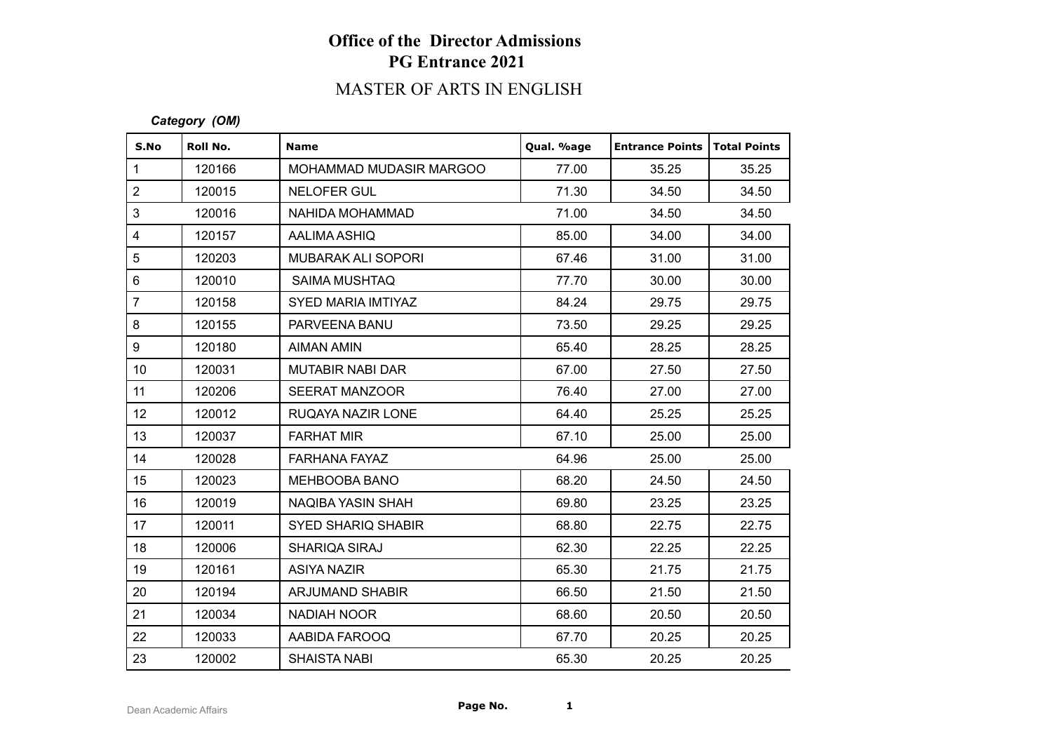# Office of the Director Admissions
## PG Entrance 2021

## MASTER OF ARTS IN ENGLISH

***Category (OM)***

| S.No | Roll No. | Name | Qual. %age | Entrance Points | Total Points |
|---|---|---|---|---|---|
| 1 | 120166 | MOHAMMAD MUDASIR MARGOO | 77.00 | 35.25 | 35.25 |
| 2 | 120015 | NELOFER GUL | 71.30 | 34.50 | 34.50 |
| 3 | 120016 | NAHIDA MOHAMMAD | 71.00 | 34.50 | 34.50 |
| 4 | 120157 | AALIMA ASHIQ | 85.00 | 34.00 | 34.00 |
| 5 | 120203 | MUBARAK ALI SOPORI | 67.46 | 31.00 | 31.00 |
| 6 | 120010 | SAIMA MUSHTAQ | 77.70 | 30.00 | 30.00 |
| 7 | 120158 | SYED MARIA IMTIYAZ | 84.24 | 29.75 | 29.75 |
| 8 | 120155 | PARVEENA BANU | 73.50 | 29.25 | 29.25 |
| 9 | 120180 | AIMAN AMIN | 65.40 | 28.25 | 28.25 |
| 10 | 120031 | MUTABIR NABI DAR | 67.00 | 27.50 | 27.50 |
| 11 | 120206 | SEERAT MANZOOR | 76.40 | 27.00 | 27.00 |
| 12 | 120012 | RUQAYA NAZIR LONE | 64.40 | 25.25 | 25.25 |
| 13 | 120037 | FARHAT MIR | 67.10 | 25.00 | 25.00 |
| 14 | 120028 | FARHANA FAYAZ | 64.96 | 25.00 | 25.00 |
| 15 | 120023 | MEHBOOBA BANO | 68.20 | 24.50 | 24.50 |
| 16 | 120019 | NAQIBA YASIN SHAH | 69.80 | 23.25 | 23.25 |
| 17 | 120011 | SYED SHARIQ SHABIR | 68.80 | 22.75 | 22.75 |
| 18 | 120006 | SHARIQA SIRAJ | 62.30 | 22.25 | 22.25 |
| 19 | 120161 | ASIYA NAZIR | 65.30 | 21.75 | 21.75 |
| 20 | 120194 | ARJUMAND SHABIR | 66.50 | 21.50 | 21.50 |
| 21 | 120034 | NADIAH NOOR | 68.60 | 20.50 | 20.50 |
| 22 | 120033 | AABIDA FAROOQ | 67.70 | 20.25 | 20.25 |
| 23 | 120002 | SHAISTA NABI | 65.30 | 20.25 | 20.25 |

Dean Academic Affairs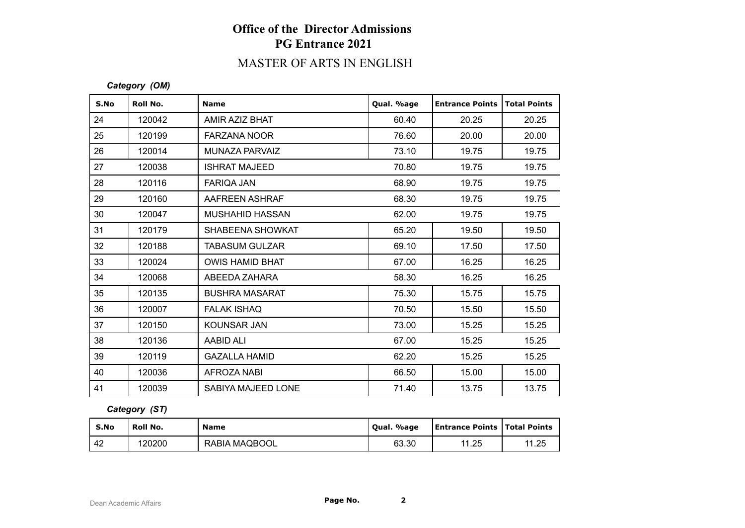# Office of the Director Admissions
## PG Entrance 2021
### MASTER OF ARTS IN ENGLISH

***Category (OM)***

| S.No | Roll No. | Name | Qual. %age | Entrance Points | Total Points |
|---|---|---|---|---|---|
| 24 | 120042 | AMIR AZIZ BHAT | 60.40 | 20.25 | 20.25 |
| 25 | 120199 | FARZANA NOOR | 76.60 | 20.00 | 20.00 |
| 26 | 120014 | MUNAZA PARVAIZ | 73.10 | 19.75 | 19.75 |
| 27 | 120038 | ISHRAT MAJEED | 70.80 | 19.75 | 19.75 |
| 28 | 120116 | FARIQA JAN | 68.90 | 19.75 | 19.75 |
| 29 | 120160 | AAFREEN ASHRAF | 68.30 | 19.75 | 19.75 |
| 30 | 120047 | MUSHAHID HASSAN | 62.00 | 19.75 | 19.75 |
| 31 | 120179 | SHABEENA SHOWKAT | 65.20 | 19.50 | 19.50 |
| 32 | 120188 | TABASUM GULZAR | 69.10 | 17.50 | 17.50 |
| 33 | 120024 | OWIS HAMID BHAT | 67.00 | 16.25 | 16.25 |
| 34 | 120068 | ABEEDA ZAHARA | 58.30 | 16.25 | 16.25 |
| 35 | 120135 | BUSHRA MASARAT | 75.30 | 15.75 | 15.75 |
| 36 | 120007 | FALAK ISHAQ | 70.50 | 15.50 | 15.50 |
| 37 | 120150 | KOUNSAR JAN | 73.00 | 15.25 | 15.25 |
| 38 | 120136 | AABID ALI | 67.00 | 15.25 | 15.25 |
| 39 | 120119 | GAZALLA HAMID | 62.20 | 15.25 | 15.25 |
| 40 | 120036 | AFROZA NABI | 66.50 | 15.00 | 15.00 |
| 41 | 120039 | SABIYA MAJEED LONE | 71.40 | 13.75 | 13.75 |

***Category (ST)***

| S.No | Roll No. | Name | Qual. %age | Entrance Points | Total Points |
|---|---|---|---|---|---|
| 42 | 120200 | RABIA MAQBOOL | 63.30 | 11.25 | 11.25 |

Dean Academic Affairs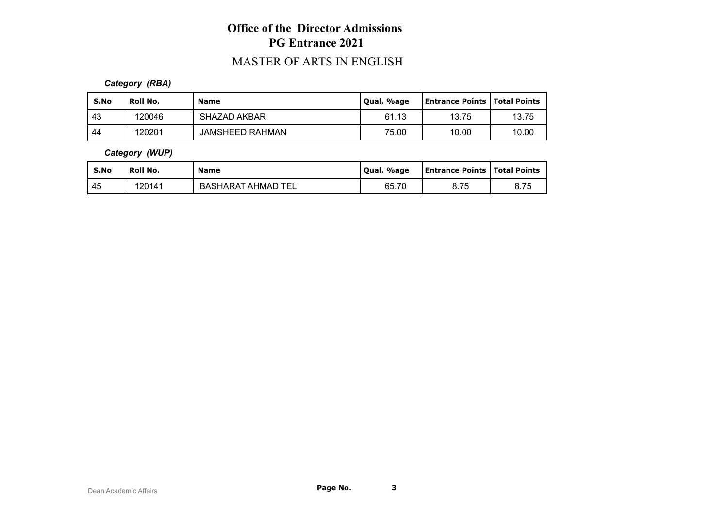# Office of the Director Admissions
## PG Entrance 2021

## MASTER OF ARTS IN ENGLISH

***Category (RBA)***

| S.No | Roll No. | Name | Qual. %age | Entrance Points | Total Points |
|---|---|---|---|---|---|
| 43 | 120046 | SHAZAD AKBAR | 61.13 | 13.75 | 13.75 |
| 44 | 120201 | JAMSHEED RAHMAN | 75.00 | 10.00 | 10.00 |

***Category (WUP)***

| S.No | Roll No. | Name | Qual. %age | Entrance Points | Total Points |
|---|---|---|---|---|---|
| 45 | 120141 | BASHARAT AHMAD TELI | 65.70 | 8.75 | 8.75 |

Dean Academic Affairs